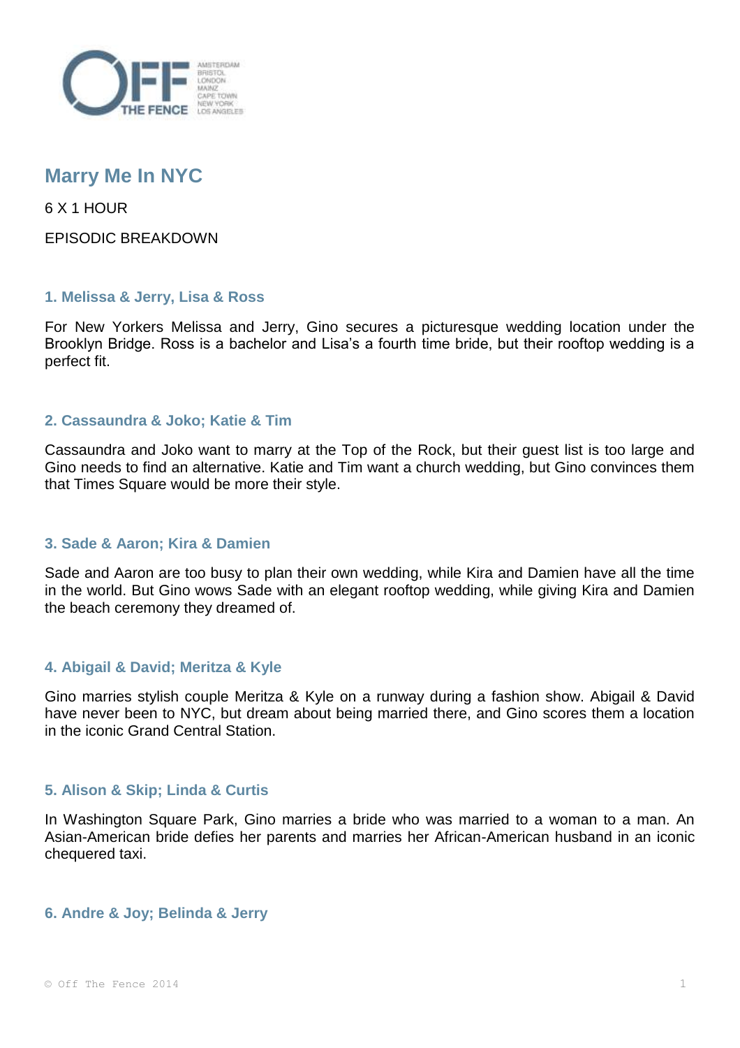# Marry Me In NYC

6 X 1 HOUR

EPISODIC BREAKDOWN

### 1. Melissa & Jerry, Lisa & Ross

For New Yorkers Melissa and Jerry, Gino secures a picturesque wedding location under the Brooklyn Bridge. Ross is a bachelor and Lisa's a fourth time bride, but their rooftop wedding is a perfect fit.

### 2. Cassaundra & Joko; Katie & Tim

Cassaundra and Joko want to marry at the Top of the Rock, but their guest list is too large and Gino needs to find an alternative. Katie and Tim want a church wedding, but Gino convinces them that Times Square would be more their style.

### 3. Sade & Aaron; Kira & Damien

Sade and Aaron are too busy to plan their own wedding, while Kira and Damien have all the time in the world. But Gino wows Sade with an elegant rooftop wedding, while giving Kira and Damien the beach ceremony they dreamed of.

### 4. Abigail & David; Meritza & Kyle

Gino marries stylish couple Meritza & Kyle on a runway during a fashion show. Abigail & David have never been to NYC, but dream about being married there, and Gino scores them a location in the iconic Grand Central Station.

### 5. Alison & Skip; Linda & Curtis

In Washington Square Park, Gino marries a bride who was married to a woman to a man. An Asian-American bride defies her parents and marries her African-American husband in an iconic chequered taxi.

### 6. Andre & Joy; Belinda & Jerry

© Off The Fence 2014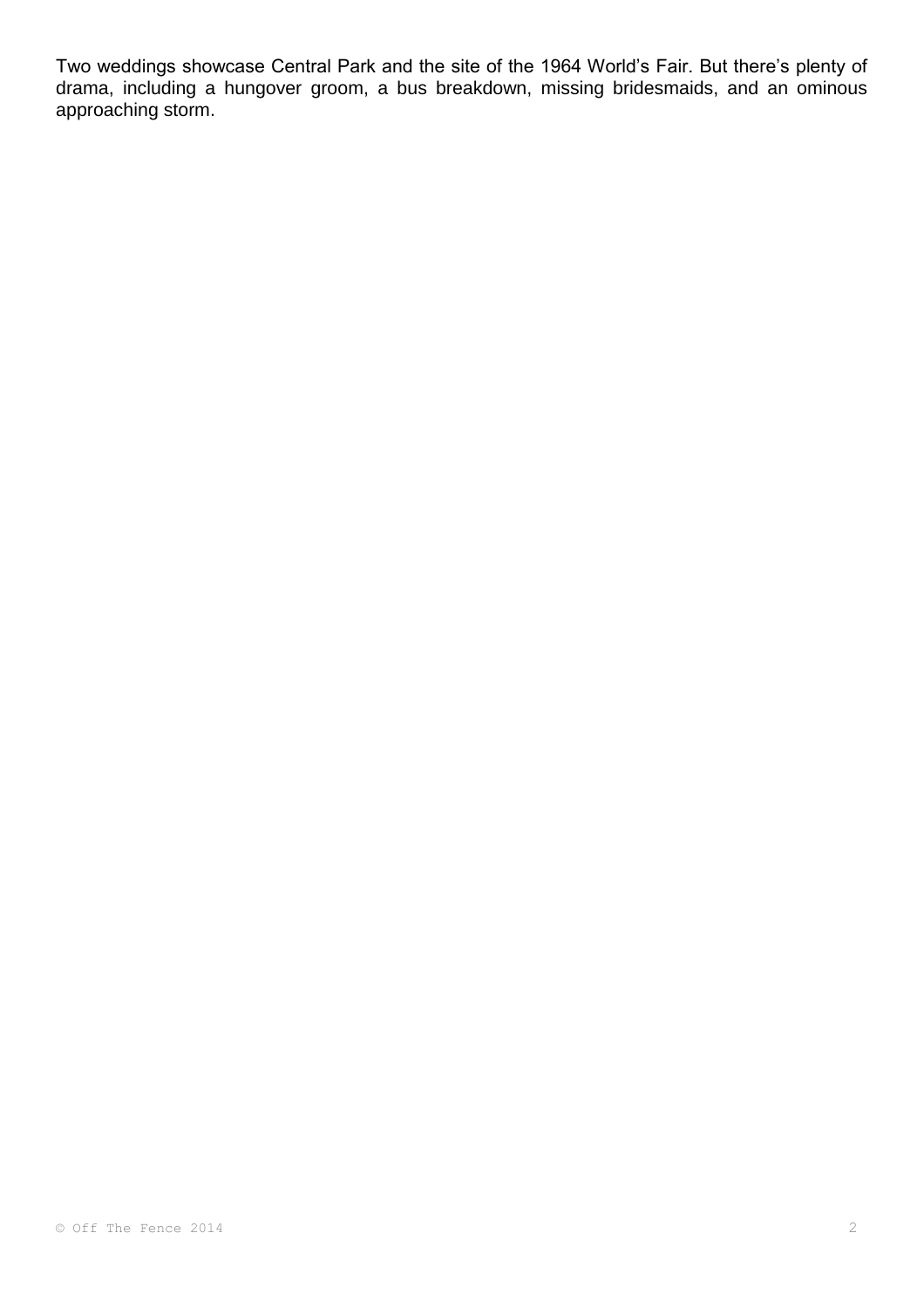Two weddings showcase Central Park and the site of the 1964 World's Fair. But there's plenty of drama, including a hungover groom, a bus breakdown, missing bridesmaids, and an ominous approaching storm.